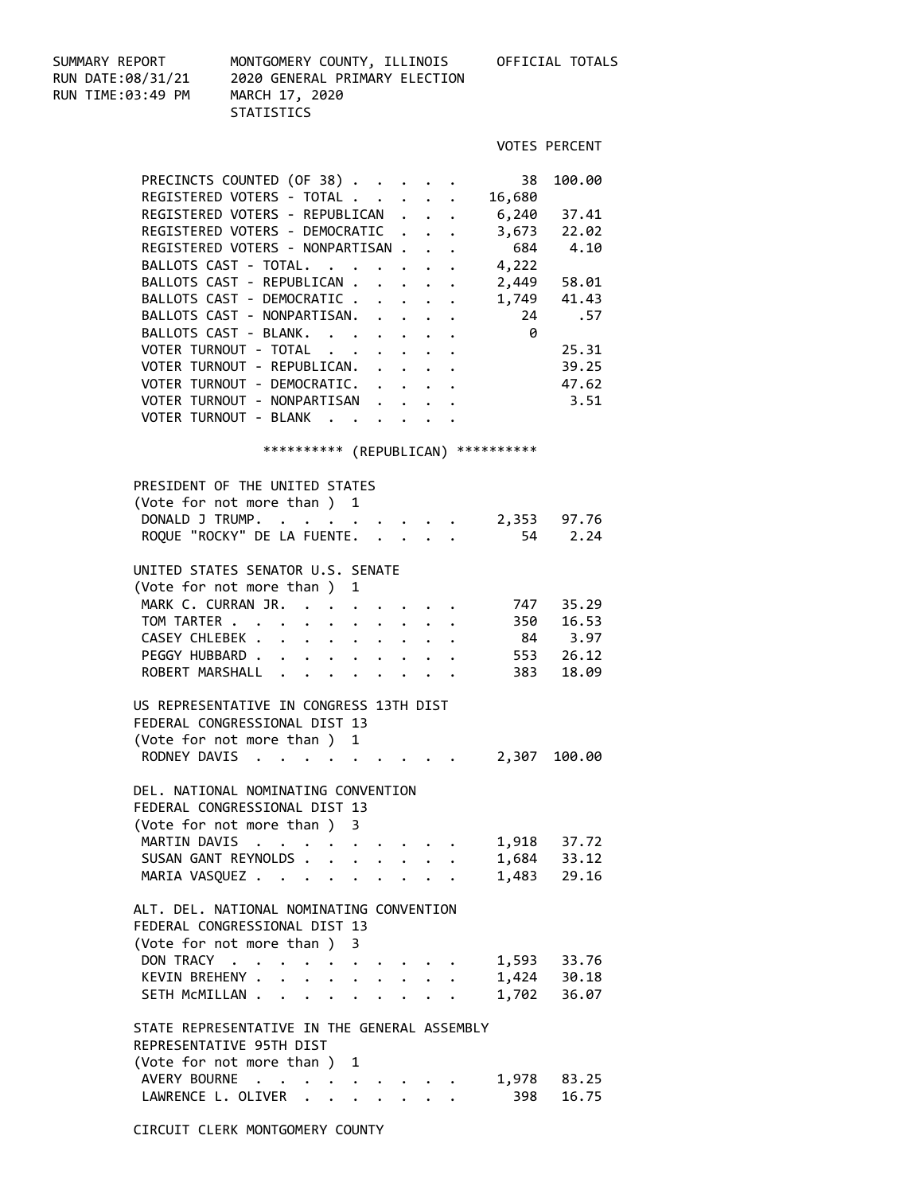SUMMARY REPORT — MONTGOMERY COUNTY, ILLINOIS — OFFICIAL TOTALS

RUN DATE:08/31/21 — 2020 GENERAL PRIMARY ELECTION

RUN TIME:03:49 PM — MARCH 17, 2020

STATISTICS

| | VOTES | PERCENT |
|---|---|---|
| PRECINCTS COUNTED (OF 38) | 38 | 100.00 |
| REGISTERED VOTERS - TOTAL | 16,680 | |
| REGISTERED VOTERS - REPUBLICAN | 6,240 | 37.41 |
| REGISTERED VOTERS - DEMOCRATIC | 3,673 | 22.02 |
| REGISTERED VOTERS - NONPARTISAN | 684 | 4.10 |
| BALLOTS CAST - TOTAL. | 4,222 | |
| BALLOTS CAST - REPUBLICAN | 2,449 | 58.01 |
| BALLOTS CAST - DEMOCRATIC | 1,749 | 41.43 |
| BALLOTS CAST - NONPARTISAN. | 24 | .57 |
| BALLOTS CAST - BLANK. | 0 | |
| VOTER TURNOUT - TOTAL | | 25.31 |
| VOTER TURNOUT - REPUBLICAN. | | 39.25 |
| VOTER TURNOUT - DEMOCRATIC. | | 47.62 |
| VOTER TURNOUT - NONPARTISAN | | 3.51 |
| VOTER TURNOUT - BLANK | | |

********** (REPUBLICAN) **********

PRESIDENT OF THE UNITED STATES
(Vote for not more than ) 1

| | VOTES | PERCENT |
|---|---|---|
| DONALD J TRUMP. | 2,353 | 97.76 |
| ROQUE "ROCKY" DE LA FUENTE. | 54 | 2.24 |

UNITED STATES SENATOR U.S. SENATE
(Vote for not more than ) 1

| | VOTES | PERCENT |
|---|---|---|
| MARK C. CURRAN JR. | 747 | 35.29 |
| TOM TARTER | 350 | 16.53 |
| CASEY CHLEBEK | 84 | 3.97 |
| PEGGY HUBBARD | 553 | 26.12 |
| ROBERT MARSHALL | 383 | 18.09 |

US REPRESENTATIVE IN CONGRESS 13TH DIST
FEDERAL CONGRESSIONAL DIST 13
(Vote for not more than ) 1

| | VOTES | PERCENT |
|---|---|---|
| RODNEY DAVIS | 2,307 | 100.00 |

DEL. NATIONAL NOMINATING CONVENTION
FEDERAL CONGRESSIONAL DIST 13
(Vote for not more than ) 3

| | VOTES | PERCENT |
|---|---|---|
| MARTIN DAVIS | 1,918 | 37.72 |
| SUSAN GANT REYNOLDS | 1,684 | 33.12 |
| MARIA VASQUEZ | 1,483 | 29.16 |

ALT. DEL. NATIONAL NOMINATING CONVENTION
FEDERAL CONGRESSIONAL DIST 13
(Vote for not more than ) 3

| | VOTES | PERCENT |
|---|---|---|
| DON TRACY | 1,593 | 33.76 |
| KEVIN BREHENY | 1,424 | 30.18 |
| SETH McMILLAN | 1,702 | 36.07 |

STATE REPRESENTATIVE IN THE GENERAL ASSEMBLY
REPRESENTATIVE 95TH DIST
(Vote for not more than ) 1

| | VOTES | PERCENT |
|---|---|---|
| AVERY BOURNE | 1,978 | 83.25 |
| LAWRENCE L. OLIVER | 398 | 16.75 |

CIRCUIT CLERK MONTGOMERY COUNTY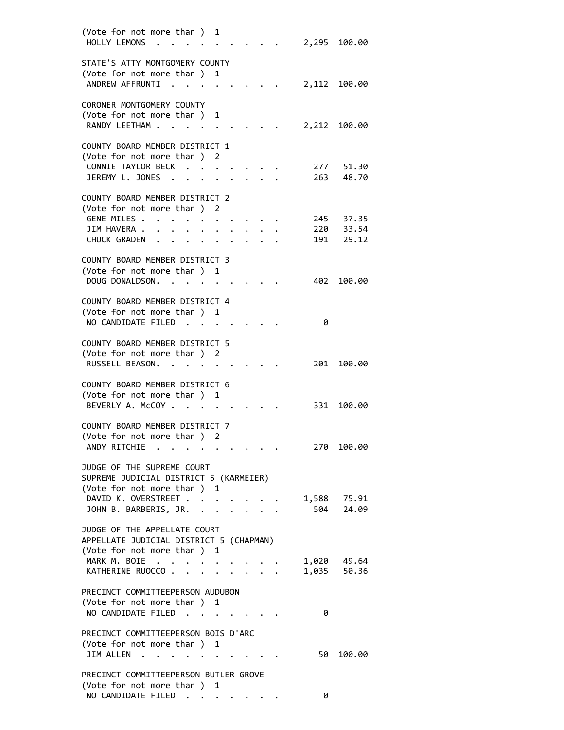(Vote for not more than ) 1

| | | |
|---|---|---|
| HOLLY LEMONS | 2,295 | 100.00 |

STATE'S ATTY MONTGOMERY COUNTY
(Vote for not more than ) 1

| | | |
|---|---|---|
| ANDREW AFFRUNTI | 2,112 | 100.00 |

CORONER MONTGOMERY COUNTY
(Vote for not more than ) 1

| | | |
|---|---|---|
| RANDY LEETHAM | 2,212 | 100.00 |

COUNTY BOARD MEMBER DISTRICT 1
(Vote for not more than ) 2

| | | |
|---|---|---|
| CONNIE TAYLOR BECK | 277 | 51.30 |
| JEREMY L. JONES | 263 | 48.70 |

COUNTY BOARD MEMBER DISTRICT 2
(Vote for not more than ) 2

| | | |
|---|---|---|
| GENE MILES | 245 | 37.35 |
| JIM HAVERA | 220 | 33.54 |
| CHUCK GRADEN | 191 | 29.12 |

COUNTY BOARD MEMBER DISTRICT 3
(Vote for not more than ) 1

| | | |
|---|---|---|
| DOUG DONALDSON. | 402 | 100.00 |

COUNTY BOARD MEMBER DISTRICT 4
(Vote for not more than ) 1

| | | |
|---|---|---|
| NO CANDIDATE FILED | 0 | |

COUNTY BOARD MEMBER DISTRICT 5
(Vote for not more than ) 2

| | | |
|---|---|---|
| RUSSELL BEASON. | 201 | 100.00 |

COUNTY BOARD MEMBER DISTRICT 6
(Vote for not more than ) 1

| | | |
|---|---|---|
| BEVERLY A. McCOY | 331 | 100.00 |

COUNTY BOARD MEMBER DISTRICT 7
(Vote for not more than ) 2

| | | |
|---|---|---|
| ANDY RITCHIE | 270 | 100.00 |

JUDGE OF THE SUPREME COURT
SUPREME JUDICIAL DISTRICT 5 (KARMEIER)
(Vote for not more than ) 1

| | | |
|---|---|---|
| DAVID K. OVERSTREET | 1,588 | 75.91 |
| JOHN B. BARBERIS, JR. | 504 | 24.09 |

JUDGE OF THE APPELLATE COURT
APPELLATE JUDICIAL DISTRICT 5 (CHAPMAN)
(Vote for not more than ) 1

| | | |
|---|---|---|
| MARK M. BOIE | 1,020 | 49.64 |
| KATHERINE RUOCCO | 1,035 | 50.36 |

PRECINCT COMMITTEEPERSON AUDUBON
(Vote for not more than ) 1

| | | |
|---|---|---|
| NO CANDIDATE FILED | 0 | |

PRECINCT COMMITTEEPERSON BOIS D'ARC
(Vote for not more than ) 1

| | | |
|---|---|---|
| JIM ALLEN | 50 | 100.00 |

PRECINCT COMMITTEEPERSON BUTLER GROVE
(Vote for not more than ) 1

| | | |
|---|---|---|
| NO CANDIDATE FILED | 0 | |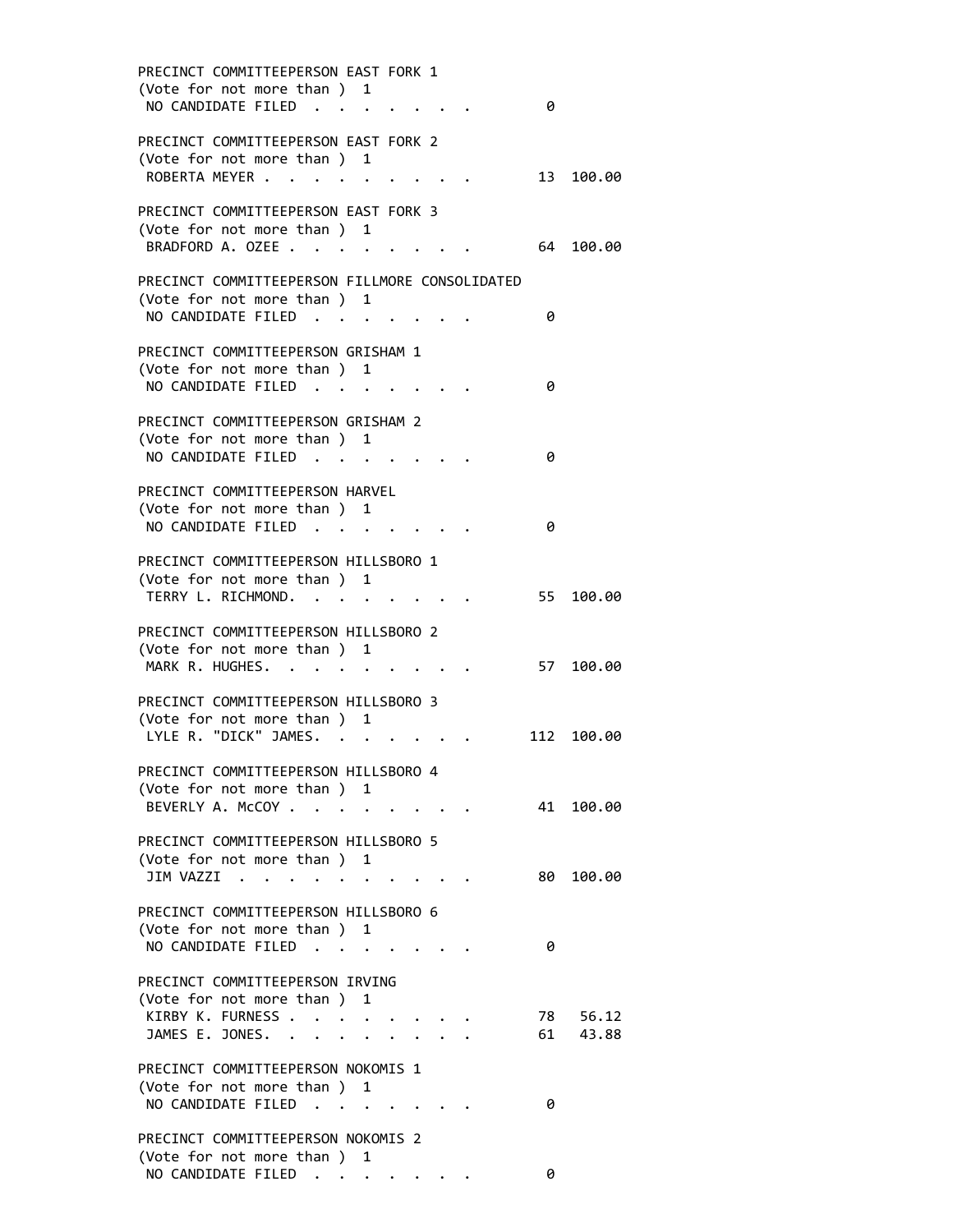```
PRECINCT COMMITTEEPERSON EAST FORK 1
(Vote for not more than ) 1
 NO CANDIDATE FILED . . . . . . . .         0

PRECINCT COMMITTEEPERSON EAST FORK 2
(Vote for not more than ) 1
 ROBERTA MEYER . . . . . . . . . .         13  100.00

PRECINCT COMMITTEEPERSON EAST FORK 3
(Vote for not more than ) 1
 BRADFORD A. OZEE . . . . . . . . .        64  100.00

PRECINCT COMMITTEEPERSON FILLMORE CONSOLIDATED
(Vote for not more than ) 1
 NO CANDIDATE FILED . . . . . . . .         0

PRECINCT COMMITTEEPERSON GRISHAM 1
(Vote for not more than ) 1
 NO CANDIDATE FILED . . . . . . . .         0

PRECINCT COMMITTEEPERSON GRISHAM 2
(Vote for not more than ) 1
 NO CANDIDATE FILED . . . . . . . .         0

PRECINCT COMMITTEEPERSON HARVEL
(Vote for not more than ) 1
 NO CANDIDATE FILED . . . . . . . .         0

PRECINCT COMMITTEEPERSON HILLSBORO 1
(Vote for not more than ) 1
 TERRY L. RICHMOND. . . . . . . . .        55  100.00

PRECINCT COMMITTEEPERSON HILLSBORO 2
(Vote for not more than ) 1
 MARK R. HUGHES. . . . . . . . . .         57  100.00

PRECINCT COMMITTEEPERSON HILLSBORO 3
(Vote for not more than ) 1
 LYLE R. "DICK" JAMES. . . . . . .        112  100.00

PRECINCT COMMITTEEPERSON HILLSBORO 4
(Vote for not more than ) 1
 BEVERLY A. McCOY . . . . . . . . .        41  100.00

PRECINCT COMMITTEEPERSON HILLSBORO 5
(Vote for not more than ) 1
 JIM VAZZI  . . . . . . . . . . . .        80  100.00

PRECINCT COMMITTEEPERSON HILLSBORO 6
(Vote for not more than ) 1
 NO CANDIDATE FILED . . . . . . . .         0

PRECINCT COMMITTEEPERSON IRVING
(Vote for not more than ) 1
 KIRBY K. FURNESS . . . . . . . . .        78   56.12
 JAMES E. JONES. . . . . . . . . .         61   43.88

PRECINCT COMMITTEEPERSON NOKOMIS 1
(Vote for not more than ) 1
 NO CANDIDATE FILED . . . . . . . .         0

PRECINCT COMMITTEEPERSON NOKOMIS 2
(Vote for not more than ) 1
 NO CANDIDATE FILED . . . . . . . .         0
```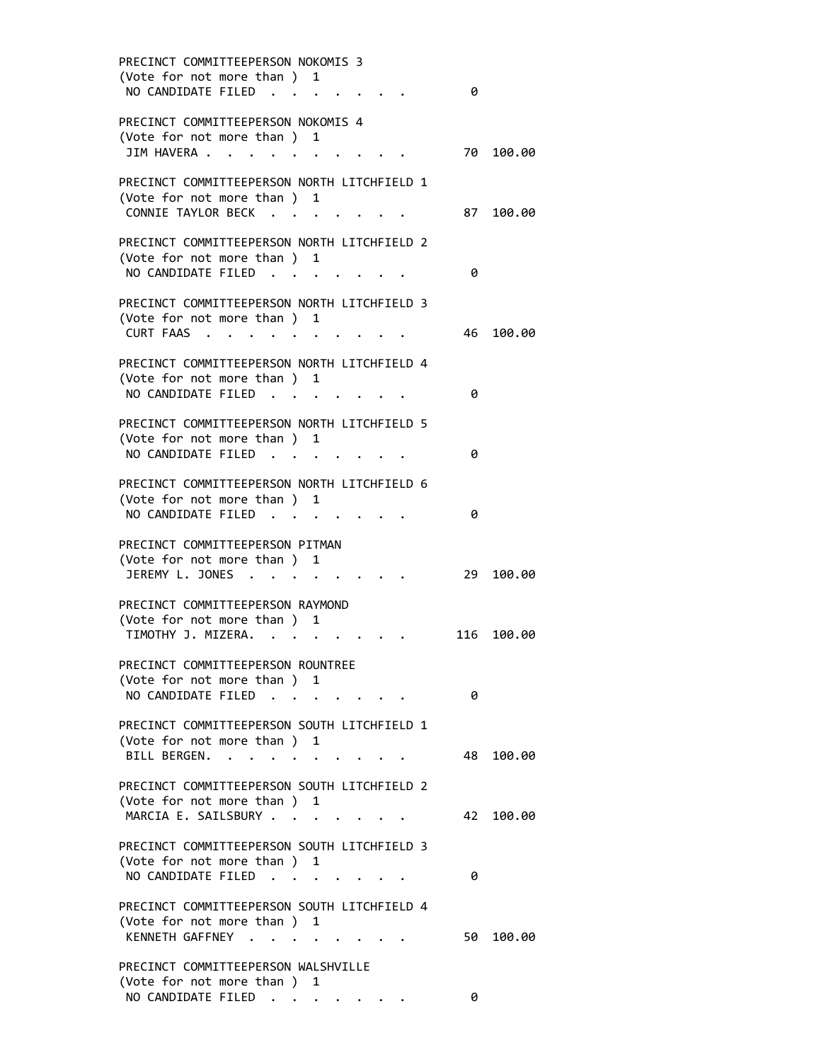PRECINCT COMMITTEEPERSON NOKOMIS 3
(Vote for not more than ) 1

| | | |
|---|---|---|
| NO CANDIDATE FILED . . . . . . . . | 0 | |

PRECINCT COMMITTEEPERSON NOKOMIS 4
(Vote for not more than ) 1

| | | |
|---|---|---|
| JIM HAVERA . . . . . . . . . . . | 70 | 100.00 |

PRECINCT COMMITTEEPERSON NORTH LITCHFIELD 1
(Vote for not more than ) 1

| | | |
|---|---|---|
| CONNIE TAYLOR BECK . . . . . . . . | 87 | 100.00 |

PRECINCT COMMITTEEPERSON NORTH LITCHFIELD 2
(Vote for not more than ) 1

| | | |
|---|---|---|
| NO CANDIDATE FILED . . . . . . . . | 0 | |

PRECINCT COMMITTEEPERSON NORTH LITCHFIELD 3
(Vote for not more than ) 1

| | | |
|---|---|---|
| CURT FAAS . . . . . . . . . . . | 46 | 100.00 |

PRECINCT COMMITTEEPERSON NORTH LITCHFIELD 4
(Vote for not more than ) 1

| | | |
|---|---|---|
| NO CANDIDATE FILED . . . . . . . . | 0 | |

PRECINCT COMMITTEEPERSON NORTH LITCHFIELD 5
(Vote for not more than ) 1

| | | |
|---|---|---|
| NO CANDIDATE FILED . . . . . . . . | 0 | |

PRECINCT COMMITTEEPERSON NORTH LITCHFIELD 6
(Vote for not more than ) 1

| | | |
|---|---|---|
| NO CANDIDATE FILED . . . . . . . . | 0 | |

PRECINCT COMMITTEEPERSON PITMAN
(Vote for not more than ) 1

| | | |
|---|---|---|
| JEREMY L. JONES . . . . . . . . . | 29 | 100.00 |

PRECINCT COMMITTEEPERSON RAYMOND
(Vote for not more than ) 1

| | | |
|---|---|---|
| TIMOTHY J. MIZERA. . . . . . . . . | 116 | 100.00 |

PRECINCT COMMITTEEPERSON ROUNTREE
(Vote for not more than ) 1

| | | |
|---|---|---|
| NO CANDIDATE FILED . . . . . . . . | 0 | |

PRECINCT COMMITTEEPERSON SOUTH LITCHFIELD 1
(Vote for not more than ) 1

| | | |
|---|---|---|
| BILL BERGEN. . . . . . . . . . . | 48 | 100.00 |

PRECINCT COMMITTEEPERSON SOUTH LITCHFIELD 2
(Vote for not more than ) 1

| | | |
|---|---|---|
| MARCIA E. SAILSBURY . . . . . . . . | 42 | 100.00 |

PRECINCT COMMITTEEPERSON SOUTH LITCHFIELD 3
(Vote for not more than ) 1

| | | |
|---|---|---|
| NO CANDIDATE FILED . . . . . . . . | 0 | |

PRECINCT COMMITTEEPERSON SOUTH LITCHFIELD 4
(Vote for not more than ) 1

| | | |
|---|---|---|
| KENNETH GAFFNEY . . . . . . . . . | 50 | 100.00 |

PRECINCT COMMITTEEPERSON WALSHVILLE
(Vote for not more than ) 1

| | | |
|---|---|---|
| NO CANDIDATE FILED . . . . . . . . | 0 | |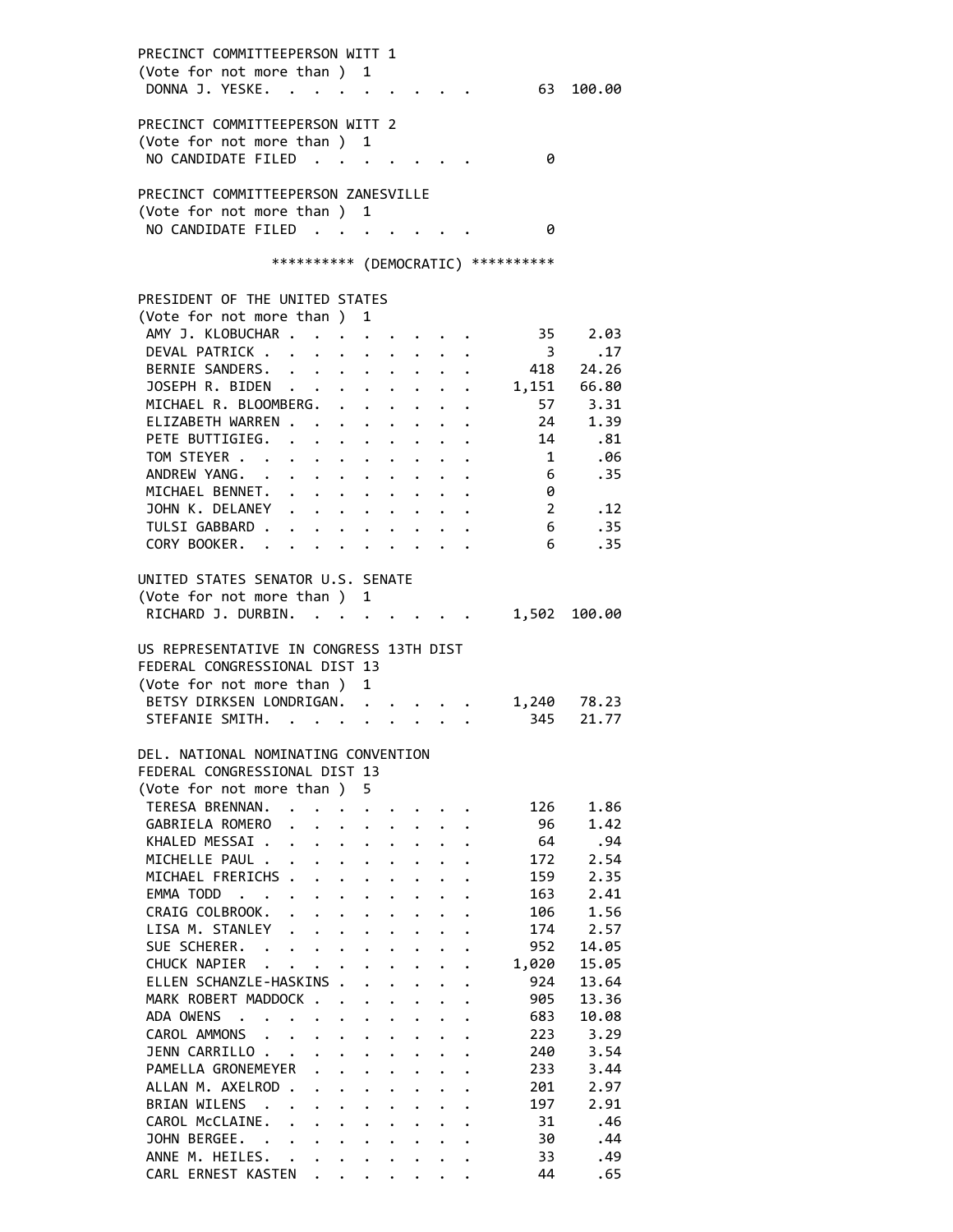PRECINCT COMMITTEEPERSON WITT 1
(Vote for not more than ) 1

| Candidate | Votes | Percent |
|---|---|---|
| DONNA J. YESKE | 63 | 100.00 |

PRECINCT COMMITTEEPERSON WITT 2
(Vote for not more than ) 1

| Candidate | Votes | Percent |
|---|---|---|
| NO CANDIDATE FILED | 0 | |

PRECINCT COMMITTEEPERSON ZANESVILLE
(Vote for not more than ) 1

| Candidate | Votes | Percent |
|---|---|---|
| NO CANDIDATE FILED | 0 | |

********** (DEMOCRATIC) **********

PRESIDENT OF THE UNITED STATES
(Vote for not more than ) 1

| Candidate | Votes | Percent |
|---|---|---|
| AMY J. KLOBUCHAR | 35 | 2.03 |
| DEVAL PATRICK | 3 | .17 |
| BERNIE SANDERS | 418 | 24.26 |
| JOSEPH R. BIDEN | 1,151 | 66.80 |
| MICHAEL R. BLOOMBERG | 57 | 3.31 |
| ELIZABETH WARREN | 24 | 1.39 |
| PETE BUTTIGIEG | 14 | .81 |
| TOM STEYER | 1 | .06 |
| ANDREW YANG | 6 | .35 |
| MICHAEL BENNET | 0 | |
| JOHN K. DELANEY | 2 | .12 |
| TULSI GABBARD | 6 | .35 |
| CORY BOOKER | 6 | .35 |

UNITED STATES SENATOR U.S. SENATE
(Vote for not more than ) 1

| Candidate | Votes | Percent |
|---|---|---|
| RICHARD J. DURBIN | 1,502 | 100.00 |

US REPRESENTATIVE IN CONGRESS 13TH DIST
FEDERAL CONGRESSIONAL DIST 13
(Vote for not more than ) 1

| Candidate | Votes | Percent |
|---|---|---|
| BETSY DIRKSEN LONDRIGAN | 1,240 | 78.23 |
| STEFANIE SMITH | 345 | 21.77 |

DEL. NATIONAL NOMINATING CONVENTION
FEDERAL CONGRESSIONAL DIST 13
(Vote for not more than ) 5

| Candidate | Votes | Percent |
|---|---|---|
| TERESA BRENNAN | 126 | 1.86 |
| GABRIELA ROMERO | 96 | 1.42 |
| KHALED MESSAI | 64 | .94 |
| MICHELLE PAUL | 172 | 2.54 |
| MICHAEL FRERICHS | 159 | 2.35 |
| EMMA TODD | 163 | 2.41 |
| CRAIG COLBROOK | 106 | 1.56 |
| LISA M. STANLEY | 174 | 2.57 |
| SUE SCHERER | 952 | 14.05 |
| CHUCK NAPIER | 1,020 | 15.05 |
| ELLEN SCHANZLE-HASKINS | 924 | 13.64 |
| MARK ROBERT MADDOCK | 905 | 13.36 |
| ADA OWENS | 683 | 10.08 |
| CAROL AMMONS | 223 | 3.29 |
| JENN CARRILLO | 240 | 3.54 |
| PAMELLA GRONEMEYER | 233 | 3.44 |
| ALLAN M. AXELROD | 201 | 2.97 |
| BRIAN WILENS | 197 | 2.91 |
| CAROL McCLAINE | 31 | .46 |
| JOHN BERGEE | 30 | .44 |
| ANNE M. HEILES | 33 | .49 |
| CARL ERNEST KASTEN | 44 | .65 |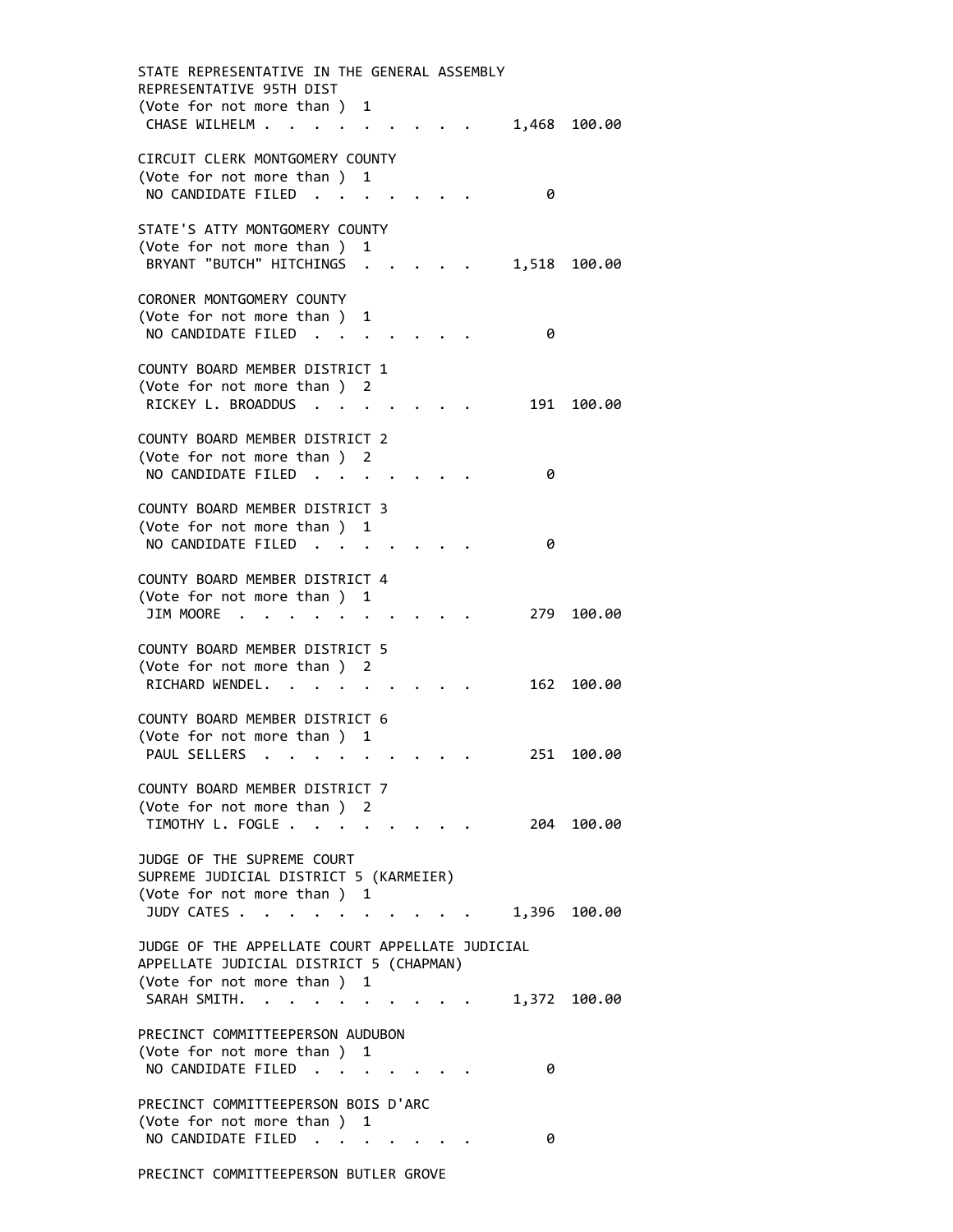STATE REPRESENTATIVE IN THE GENERAL ASSEMBLY
REPRESENTATIVE 95TH DIST
(Vote for not more than ) 1

| | | |
|---|---|---|
| CHASE WILHELM | 1,468 | 100.00 |

CIRCUIT CLERK MONTGOMERY COUNTY
(Vote for not more than ) 1

| | | |
|---|---|---|
| NO CANDIDATE FILED | 0 | |

STATE'S ATTY MONTGOMERY COUNTY
(Vote for not more than ) 1

| | | |
|---|---|---|
| BRYANT "BUTCH" HITCHINGS | 1,518 | 100.00 |

CORONER MONTGOMERY COUNTY
(Vote for not more than ) 1

| | | |
|---|---|---|
| NO CANDIDATE FILED | 0 | |

COUNTY BOARD MEMBER DISTRICT 1
(Vote for not more than ) 2

| | | |
|---|---|---|
| RICKEY L. BROADDUS | 191 | 100.00 |

COUNTY BOARD MEMBER DISTRICT 2
(Vote for not more than ) 2

| | | |
|---|---|---|
| NO CANDIDATE FILED | 0 | |

COUNTY BOARD MEMBER DISTRICT 3
(Vote for not more than ) 1

| | | |
|---|---|---|
| NO CANDIDATE FILED | 0 | |

COUNTY BOARD MEMBER DISTRICT 4
(Vote for not more than ) 1

| | | |
|---|---|---|
| JIM MOORE | 279 | 100.00 |

COUNTY BOARD MEMBER DISTRICT 5
(Vote for not more than ) 2

| | | |
|---|---|---|
| RICHARD WENDEL. | 162 | 100.00 |

COUNTY BOARD MEMBER DISTRICT 6
(Vote for not more than ) 1

| | | |
|---|---|---|
| PAUL SELLERS | 251 | 100.00 |

COUNTY BOARD MEMBER DISTRICT 7
(Vote for not more than ) 2

| | | |
|---|---|---|
| TIMOTHY L. FOGLE | 204 | 100.00 |

JUDGE OF THE SUPREME COURT
SUPREME JUDICIAL DISTRICT 5 (KARMEIER)
(Vote for not more than ) 1

| | | |
|---|---|---|
| JUDY CATES | 1,396 | 100.00 |

JUDGE OF THE APPELLATE COURT APPELLATE JUDICIAL
APPELLATE JUDICIAL DISTRICT 5 (CHAPMAN)
(Vote for not more than ) 1

| | | |
|---|---|---|
| SARAH SMITH. | 1,372 | 100.00 |

PRECINCT COMMITTEEPERSON AUDUBON
(Vote for not more than ) 1

| | | |
|---|---|---|
| NO CANDIDATE FILED | 0 | |

PRECINCT COMMITTEEPERSON BOIS D'ARC
(Vote for not more than ) 1

| | | |
|---|---|---|
| NO CANDIDATE FILED | 0 | |

PRECINCT COMMITTEEPERSON BUTLER GROVE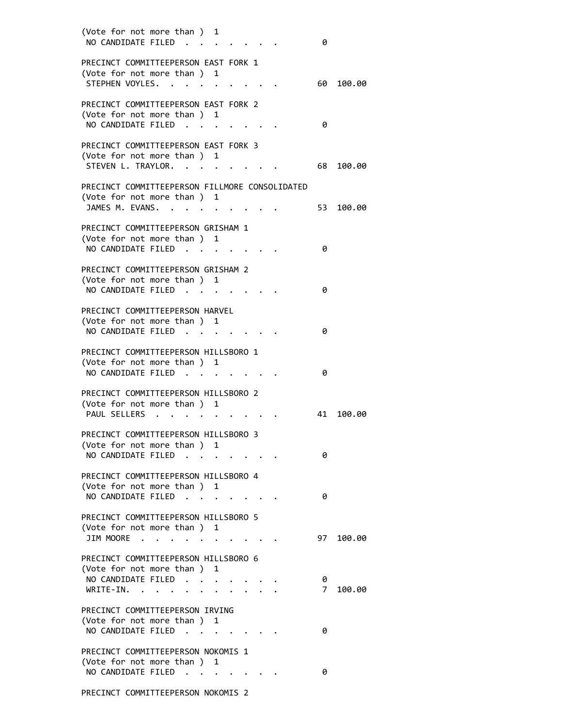```
(Vote for not more than )  1
 NO CANDIDATE FILED  . . . . . . . .         0

PRECINCT COMMITTEEPERSON EAST FORK 1
(Vote for not more than )  1
 STEPHEN VOYLES. . . . . . . . . . .        60  100.00

PRECINCT COMMITTEEPERSON EAST FORK 2
(Vote for not more than )  1
 NO CANDIDATE FILED  . . . . . . . .         0

PRECINCT COMMITTEEPERSON EAST FORK 3
(Vote for not more than )  1
 STEVEN L. TRAYLOR. . . . . . . . .        68  100.00

PRECINCT COMMITTEEPERSON FILLMORE CONSOLIDATED
(Vote for not more than )  1
 JAMES M. EVANS. . . . . . . . . . .        53  100.00

PRECINCT COMMITTEEPERSON GRISHAM 1
(Vote for not more than )  1
 NO CANDIDATE FILED  . . . . . . . .         0

PRECINCT COMMITTEEPERSON GRISHAM 2
(Vote for not more than )  1
 NO CANDIDATE FILED  . . . . . . . .         0

PRECINCT COMMITTEEPERSON HARVEL
(Vote for not more than )  1
 NO CANDIDATE FILED  . . . . . . . .         0

PRECINCT COMMITTEEPERSON HILLSBORO 1
(Vote for not more than )  1
 NO CANDIDATE FILED  . . . . . . . .         0

PRECINCT COMMITTEEPERSON HILLSBORO 2
(Vote for not more than )  1
 PAUL SELLERS  . . . . . . . . . . .        41  100.00

PRECINCT COMMITTEEPERSON HILLSBORO 3
(Vote for not more than )  1
 NO CANDIDATE FILED  . . . . . . . .         0

PRECINCT COMMITTEEPERSON HILLSBORO 4
(Vote for not more than )  1
 NO CANDIDATE FILED  . . . . . . . .         0

PRECINCT COMMITTEEPERSON HILLSBORO 5
(Vote for not more than )  1
 JIM MOORE  . . . . . . . . . . . .        97  100.00

PRECINCT COMMITTEEPERSON HILLSBORO 6
(Vote for not more than )  1
 NO CANDIDATE FILED  . . . . . . . .         0
 WRITE-IN. . . . . . . . . . . . . .         7  100.00

PRECINCT COMMITTEEPERSON IRVING
(Vote for not more than )  1
 NO CANDIDATE FILED  . . . . . . . .         0

PRECINCT COMMITTEEPERSON NOKOMIS 1
(Vote for not more than )  1
 NO CANDIDATE FILED  . . . . . . . .         0

PRECINCT COMMITTEEPERSON NOKOMIS 2
```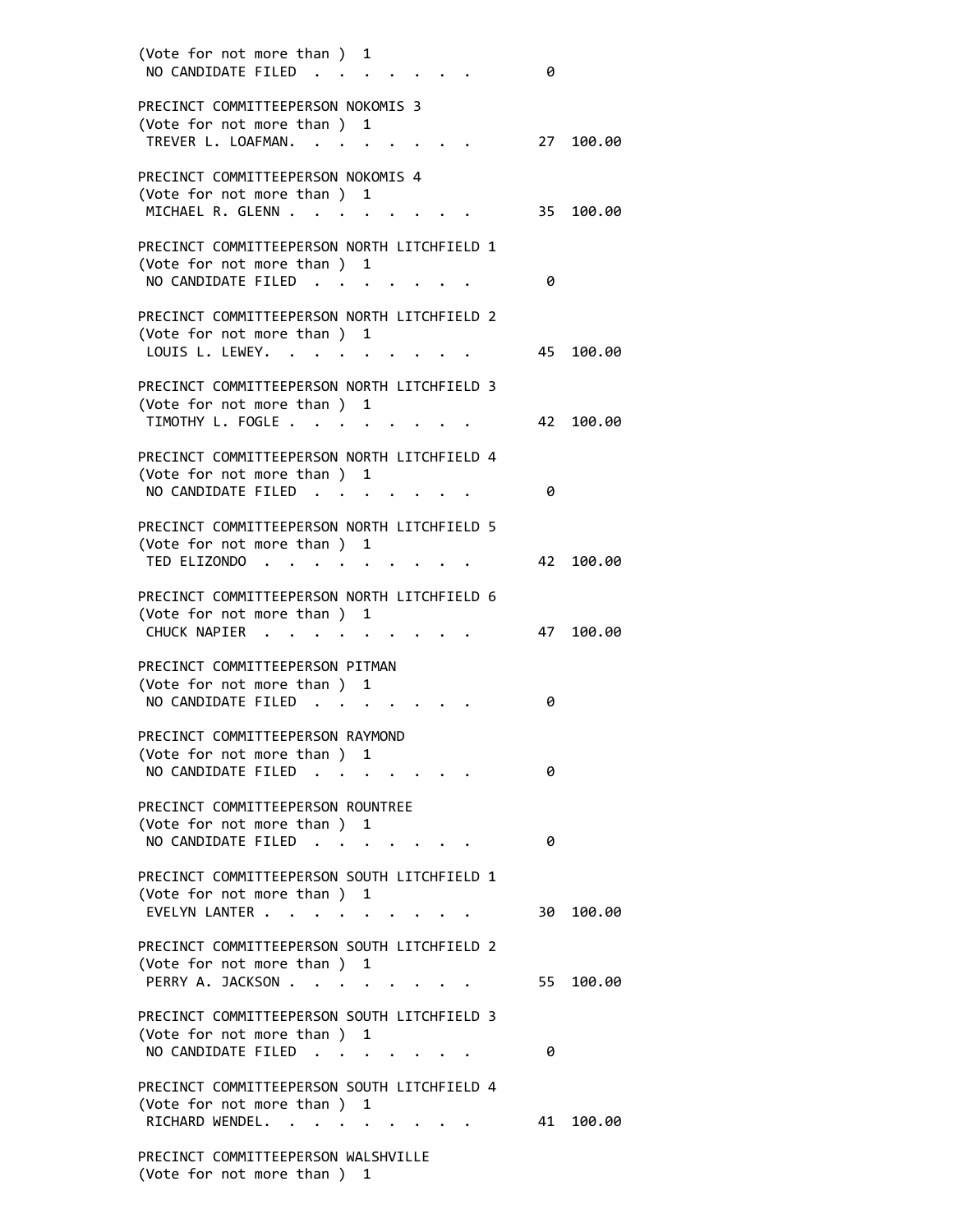(Vote for not more than ) 1

NO CANDIDATE FILED . . . . . . . . 0

PRECINCT COMMITTEEPERSON NOKOMIS 3
(Vote for not more than ) 1

TREVER L. LOAFMAN. . . . . . . . . 27 100.00

PRECINCT COMMITTEEPERSON NOKOMIS 4
(Vote for not more than ) 1

MICHAEL R. GLENN . . . . . . . . . 35 100.00

PRECINCT COMMITTEEPERSON NORTH LITCHFIELD 1
(Vote for not more than ) 1

NO CANDIDATE FILED . . . . . . . . 0

PRECINCT COMMITTEEPERSON NORTH LITCHFIELD 2
(Vote for not more than ) 1

LOUIS L. LEWEY. . . . . . . . . . 45 100.00

PRECINCT COMMITTEEPERSON NORTH LITCHFIELD 3
(Vote for not more than ) 1

TIMOTHY L. FOGLE . . . . . . . . . 42 100.00

PRECINCT COMMITTEEPERSON NORTH LITCHFIELD 4
(Vote for not more than ) 1

NO CANDIDATE FILED . . . . . . . . 0

PRECINCT COMMITTEEPERSON NORTH LITCHFIELD 5
(Vote for not more than ) 1

TED ELIZONDO . . . . . . . . . . 42 100.00

PRECINCT COMMITTEEPERSON NORTH LITCHFIELD 6
(Vote for not more than ) 1

CHUCK NAPIER . . . . . . . . . . 47 100.00

PRECINCT COMMITTEEPERSON PITMAN
(Vote for not more than ) 1

NO CANDIDATE FILED . . . . . . . . 0

PRECINCT COMMITTEEPERSON RAYMOND
(Vote for not more than ) 1

NO CANDIDATE FILED . . . . . . . . 0

PRECINCT COMMITTEEPERSON ROUNTREE
(Vote for not more than ) 1

NO CANDIDATE FILED . . . . . . . . 0

PRECINCT COMMITTEEPERSON SOUTH LITCHFIELD 1
(Vote for not more than ) 1

EVELYN LANTER . . . . . . . . . . 30 100.00

PRECINCT COMMITTEEPERSON SOUTH LITCHFIELD 2
(Vote for not more than ) 1

PERRY A. JACKSON . . . . . . . . . 55 100.00

PRECINCT COMMITTEEPERSON SOUTH LITCHFIELD 3
(Vote for not more than ) 1

NO CANDIDATE FILED . . . . . . . . 0

PRECINCT COMMITTEEPERSON SOUTH LITCHFIELD 4
(Vote for not more than ) 1

RICHARD WENDEL. . . . . . . . . . 41 100.00

PRECINCT COMMITTEEPERSON WALSHVILLE
(Vote for not more than ) 1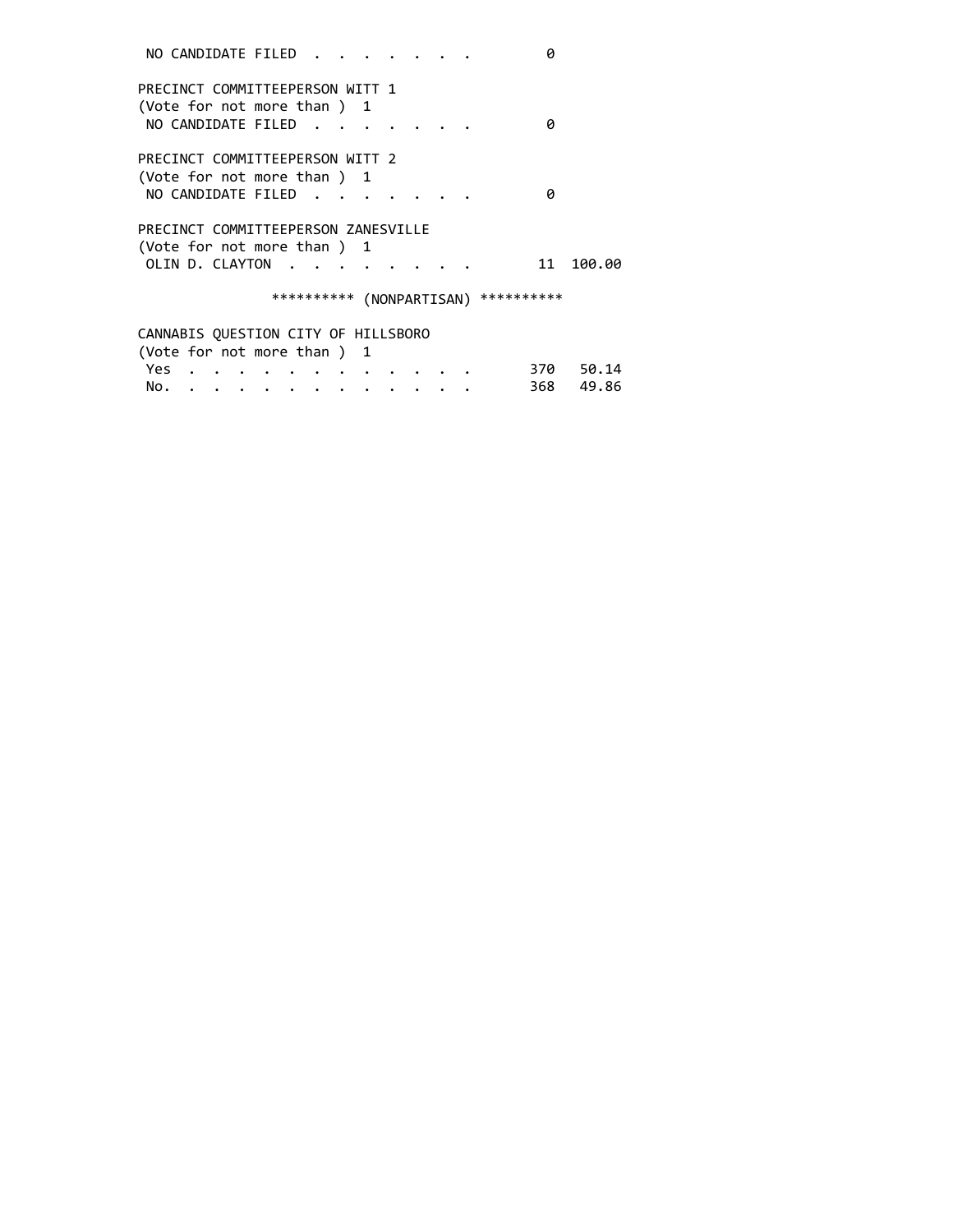NO CANDIDATE FILED . . . . . . . .         0

PRECINCT COMMITTEEPERSON WITT 1
(Vote for not more than ) 1

NO CANDIDATE FILED . . . . . . . .         0

PRECINCT COMMITTEEPERSON WITT 2
(Vote for not more than ) 1

NO CANDIDATE FILED . . . . . . . .         0

PRECINCT COMMITTEEPERSON ZANESVILLE
(Vote for not more than ) 1

OLIN D. CLAYTON . . . . . . . . .        11  100.00

********** (NONPARTISAN) **********

CANNABIS QUESTION CITY OF HILLSBORO
(Vote for not more than ) 1

Yes . . . . . . . . . . . . .       370   50.14

No. . . . . . . . . . . . . .       368   49.86